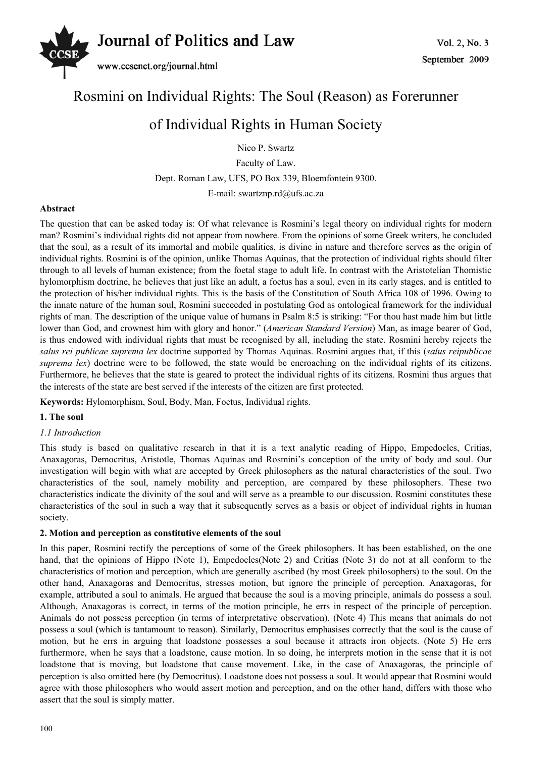# Rosmini on Individual Rights: The Soul (Reason) as Forerunner of Individual Rights in Human Society

Nico P. Swartz

Faculty of Law.

Dept. Roman Law, UFS, PO Box 339, Bloemfontein 9300.

E-mail: swartznp.rd@ufs.ac.za

**Abstract**

The question that can be asked today is: Of what relevance is Rosmini's legal theory on individual rights for modern man? Rosmini's individual rights did not appear from nowhere. From the opinions of some Greek writers, he concluded that the soul, as a result of its immortal and mobile qualities, is divine in nature and therefore serves as the origin of individual rights. Rosmini is of the opinion, unlike Thomas Aquinas, that the protection of individual rights should filter through to all levels of human existence; from the foetal stage to adult life. In contrast with the Aristotelian Thomistic hylomorphism doctrine, he believes that just like an adult, a foetus has a soul, even in its early stages, and is entitled to the protection of his/her individual rights. This is the basis of the Constitution of South Africa 108 of 1996. Owing to the innate nature of the human soul, Rosmini succeeded in postulating God as ontological framework for the individual rights of man. The description of the unique value of humans in Psalm 8:5 is striking: "For thou hast made him but little lower than God, and crownest him with glory and honor." (*American Standard Version*) Man, as image bearer of God, is thus endowed with individual rights that must be recognised by all, including the state. Rosmini hereby rejects the *salus rei publicae suprema lex* doctrine supported by Thomas Aquinas. Rosmini argues that, if this (*salus reipublicae suprema lex*) doctrine were to be followed, the state would be encroaching on the individual rights of its citizens. Furthermore, he believes that the state is geared to protect the individual rights of its citizens. Rosmini thus argues that the interests of the state are best served if the interests of the citizen are first protected.

**Keywords:** Hylomorphism, Soul, Body, Man, Foetus, Individual rights.

## 1. The soul

### *1.1 Introduction*

This study is based on qualitative research in that it is a text analytic reading of Hippo, Empedocles, Critias, Anaxagoras, Democritus, Aristotle, Thomas Aquinas and Rosmini's conception of the unity of body and soul. Our investigation will begin with what are accepted by Greek philosophers as the natural characteristics of the soul. Two characteristics of the soul, namely mobility and perception, are compared by these philosophers. These two characteristics indicate the divinity of the soul and will serve as a preamble to our discussion. Rosmini constitutes these characteristics of the soul in such a way that it subsequently serves as a basis or object of individual rights in human society.

## 2. Motion and perception as constitutive elements of the soul

In this paper, Rosmini rectify the perceptions of some of the Greek philosophers. It has been established, on the one hand, that the opinions of Hippo (Note 1), Empedocles(Note 2) and Critias (Note 3) do not at all conform to the characteristics of motion and perception, which are generally ascribed (by most Greek philosophers) to the soul. On the other hand, Anaxagoras and Democritus, stresses motion, but ignore the principle of perception. Anaxagoras, for example, attributed a soul to animals. He argued that because the soul is a moving principle, animals do possess a soul. Although, Anaxagoras is correct, in terms of the motion principle, he errs in respect of the principle of perception. Animals do not possess perception (in terms of interpretative observation). (Note 4) This means that animals do not possess a soul (which is tantamount to reason). Similarly, Democritus emphasises correctly that the soul is the cause of motion, but he errs in arguing that loadstone possesses a soul because it attracts iron objects. (Note 5) He errs furthermore, when he says that a loadstone, cause motion. In so doing, he interprets motion in the sense that it is not loadstone that is moving, but loadstone that cause movement. Like, in the case of Anaxagoras, the principle of perception is also omitted here (by Democritus). Loadstone does not possess a soul. It would appear that Rosmini would agree with those philosophers who would assert motion and perception, and on the other hand, differs with those who assert that the soul is simply matter.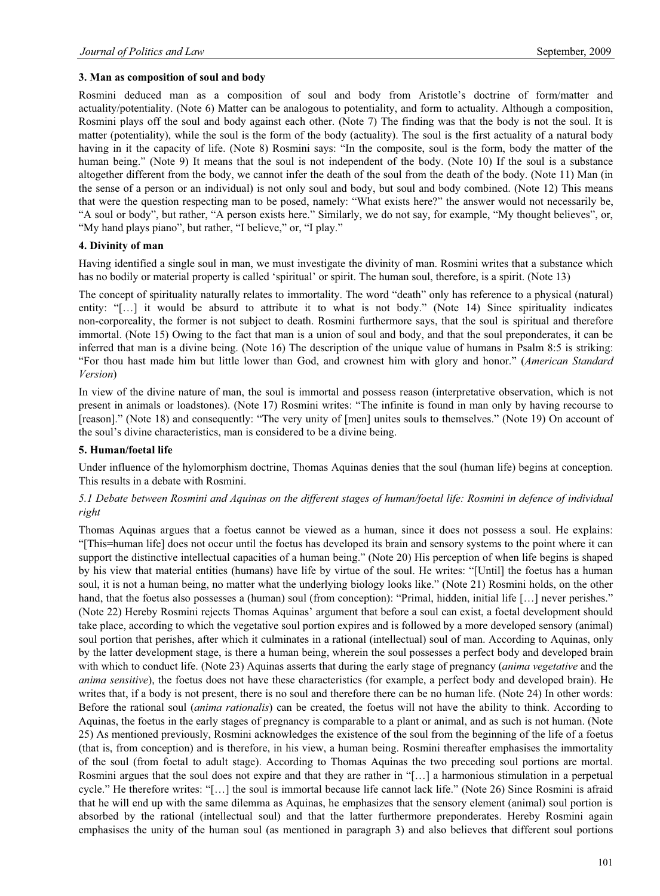### 3. Man as composition of soul and body

Rosmini deduced man as a composition of soul and body from Aristotle's doctrine of form/matter and actuality/potentiality. (Note 6) Matter can be analogous to potentiality, and form to actuality. Although a composition, Rosmini plays off the soul and body against each other. (Note 7) The finding was that the body is not the soul. It is matter (potentiality), while the soul is the form of the body (actuality). The soul is the first actuality of a natural body having in it the capacity of life. (Note 8) Rosmini says: "In the composite, soul is the form, body the matter of the human being." (Note 9) It means that the soul is not independent of the body. (Note 10) If the soul is a substance altogether different from the body, we cannot infer the death of the soul from the death of the body. (Note 11) Man (in the sense of a person or an individual) is not only soul and body, but soul and body combined. (Note 12) This means that were the question respecting man to be posed, namely: "What exists here?" the answer would not necessarily be, "A soul or body", but rather, "A person exists here." Similarly, we do not say, for example, "My thought believes", or, "My hand plays piano", but rather, "I believe," or, "I play."

### 4. Divinity of man

Having identified a single soul in man, we must investigate the divinity of man. Rosmini writes that a substance which has no bodily or material property is called 'spiritual' or spirit. The human soul, therefore, is a spirit. (Note 13)

The concept of spirituality naturally relates to immortality. The word "death" only has reference to a physical (natural) entity: "[…] it would be absurd to attribute it to what is not body." (Note 14) Since spirituality indicates non-corporeality, the former is not subject to death. Rosmini furthermore says, that the soul is spiritual and therefore immortal. (Note 15) Owing to the fact that man is a union of soul and body, and that the soul preponderates, it can be inferred that man is a divine being. (Note 16) The description of the unique value of humans in Psalm 8:5 is striking: "For thou hast made him but little lower than God, and crownest him with glory and honor." (*American Standard Version*)

In view of the divine nature of man, the soul is immortal and possess reason (interpretative observation, which is not present in animals or loadstones). (Note 17) Rosmini writes: "The infinite is found in man only by having recourse to [reason]." (Note 18) and consequently: "The very unity of [men] unites souls to themselves." (Note 19) On account of the soul's divine characteristics, man is considered to be a divine being.

### 5. Human/foetal life

Under influence of the hylomorphism doctrine, Thomas Aquinas denies that the soul (human life) begins at conception. This results in a debate with Rosmini.

#### *5.1 Debate between Rosmini and Aquinas on the different stages of human/foetal life: Rosmini in defence of individual right*

Thomas Aquinas argues that a foetus cannot be viewed as a human, since it does not possess a soul. He explains: "[This=human life] does not occur until the foetus has developed its brain and sensory systems to the point where it can support the distinctive intellectual capacities of a human being." (Note 20) His perception of when life begins is shaped by his view that material entities (humans) have life by virtue of the soul. He writes: "[Until] the foetus has a human soul, it is not a human being, no matter what the underlying biology looks like." (Note 21) Rosmini holds, on the other hand, that the foetus also possesses a (human) soul (from conception): "Primal, hidden, initial life […] never perishes." (Note 22) Hereby Rosmini rejects Thomas Aquinas' argument that before a soul can exist, a foetal development should take place, according to which the vegetative soul portion expires and is followed by a more developed sensory (animal) soul portion that perishes, after which it culminates in a rational (intellectual) soul of man. According to Aquinas, only by the latter development stage, is there a human being, wherein the soul possesses a perfect body and developed brain with which to conduct life. (Note 23) Aquinas asserts that during the early stage of pregnancy (*anima vegetative* and the *anima sensitive*), the foetus does not have these characteristics (for example, a perfect body and developed brain). He writes that, if a body is not present, there is no soul and therefore there can be no human life. (Note 24) In other words: Before the rational soul (*anima rationalis*) can be created, the foetus will not have the ability to think. According to Aquinas, the foetus in the early stages of pregnancy is comparable to a plant or animal, and as such is not human. (Note 25) As mentioned previously, Rosmini acknowledges the existence of the soul from the beginning of the life of a foetus (that is, from conception) and is therefore, in his view, a human being. Rosmini thereafter emphasises the immortality of the soul (from foetal to adult stage). According to Thomas Aquinas the two preceding soul portions are mortal. Rosmini argues that the soul does not expire and that they are rather in "[…] a harmonious stimulation in a perpetual cycle." He therefore writes: "[…] the soul is immortal because life cannot lack life." (Note 26) Since Rosmini is afraid that he will end up with the same dilemma as Aquinas, he emphasizes that the sensory element (animal) soul portion is absorbed by the rational (intellectual soul) and that the latter furthermore preponderates. Hereby Rosmini again emphasises the unity of the human soul (as mentioned in paragraph 3) and also believes that different soul portions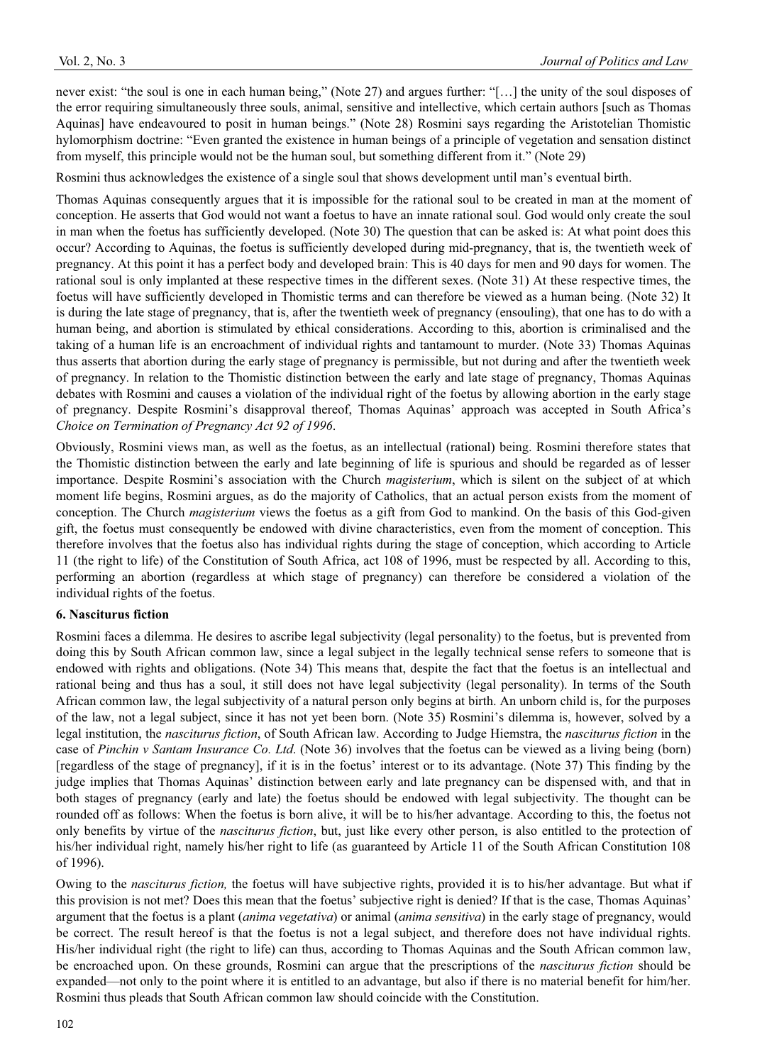never exist: "the soul is one in each human being," (Note 27) and argues further: "[…] the unity of the soul disposes of the error requiring simultaneously three souls, animal, sensitive and intellective, which certain authors [such as Thomas Aquinas] have endeavoured to posit in human beings." (Note 28) Rosmini says regarding the Aristotelian Thomistic hylomorphism doctrine: "Even granted the existence in human beings of a principle of vegetation and sensation distinct from myself, this principle would not be the human soul, but something different from it." (Note 29)

Rosmini thus acknowledges the existence of a single soul that shows development until man's eventual birth.

Thomas Aquinas consequently argues that it is impossible for the rational soul to be created in man at the moment of conception. He asserts that God would not want a foetus to have an innate rational soul. God would only create the soul in man when the foetus has sufficiently developed. (Note 30) The question that can be asked is: At what point does this occur? According to Aquinas, the foetus is sufficiently developed during mid-pregnancy, that is, the twentieth week of pregnancy. At this point it has a perfect body and developed brain: This is 40 days for men and 90 days for women. The rational soul is only implanted at these respective times in the different sexes. (Note 31) At these respective times, the foetus will have sufficiently developed in Thomistic terms and can therefore be viewed as a human being. (Note 32) It is during the late stage of pregnancy, that is, after the twentieth week of pregnancy (ensouling), that one has to do with a human being, and abortion is stimulated by ethical considerations. According to this, abortion is criminalised and the taking of a human life is an encroachment of individual rights and tantamount to murder. (Note 33) Thomas Aquinas thus asserts that abortion during the early stage of pregnancy is permissible, but not during and after the twentieth week of pregnancy. In relation to the Thomistic distinction between the early and late stage of pregnancy, Thomas Aquinas debates with Rosmini and causes a violation of the individual right of the foetus by allowing abortion in the early stage of pregnancy. Despite Rosmini's disapproval thereof, Thomas Aquinas' approach was accepted in South Africa's *Choice on Termination of Pregnancy Act 92 of 1996*.

Obviously, Rosmini views man, as well as the foetus, as an intellectual (rational) being. Rosmini therefore states that the Thomistic distinction between the early and late beginning of life is spurious and should be regarded as of lesser importance. Despite Rosmini's association with the Church *magisterium*, which is silent on the subject of at which moment life begins, Rosmini argues, as do the majority of Catholics, that an actual person exists from the moment of conception. The Church *magisterium* views the foetus as a gift from God to mankind. On the basis of this God-given gift, the foetus must consequently be endowed with divine characteristics, even from the moment of conception. This therefore involves that the foetus also has individual rights during the stage of conception, which according to Article 11 (the right to life) of the Constitution of South Africa, act 108 of 1996, must be respected by all. According to this, performing an abortion (regardless at which stage of pregnancy) can therefore be considered a violation of the individual rights of the foetus.

## 6. Nasciturus fiction

Rosmini faces a dilemma. He desires to ascribe legal subjectivity (legal personality) to the foetus, but is prevented from doing this by South African common law, since a legal subject in the legally technical sense refers to someone that is endowed with rights and obligations. (Note 34) This means that, despite the fact that the foetus is an intellectual and rational being and thus has a soul, it still does not have legal subjectivity (legal personality). In terms of the South African common law, the legal subjectivity of a natural person only begins at birth. An unborn child is, for the purposes of the law, not a legal subject, since it has not yet been born. (Note 35) Rosmini's dilemma is, however, solved by a legal institution, the *nasciturus fiction*, of South African law. According to Judge Hiemstra, the *nasciturus fiction* in the case of *Pinchin v Santam Insurance Co. Ltd*. (Note 36) involves that the foetus can be viewed as a living being (born) [regardless of the stage of pregnancy], if it is in the foetus' interest or to its advantage. (Note 37) This finding by the judge implies that Thomas Aquinas' distinction between early and late pregnancy can be dispensed with, and that in both stages of pregnancy (early and late) the foetus should be endowed with legal subjectivity. The thought can be rounded off as follows: When the foetus is born alive, it will be to his/her advantage. According to this, the foetus not only benefits by virtue of the *nasciturus fiction*, but, just like every other person, is also entitled to the protection of his/her individual right, namely his/her right to life (as guaranteed by Article 11 of the South African Constitution 108 of 1996).

Owing to the *nasciturus fiction,* the foetus will have subjective rights, provided it is to his/her advantage. But what if this provision is not met? Does this mean that the foetus' subjective right is denied? If that is the case, Thomas Aquinas' argument that the foetus is a plant (*anima vegetativa*) or animal (*anima sensitiva*) in the early stage of pregnancy, would be correct. The result hereof is that the foetus is not a legal subject, and therefore does not have individual rights. His/her individual right (the right to life) can thus, according to Thomas Aquinas and the South African common law, be encroached upon. On these grounds, Rosmini can argue that the prescriptions of the *nasciturus fiction* should be expanded—not only to the point where it is entitled to an advantage, but also if there is no material benefit for him/her. Rosmini thus pleads that South African common law should coincide with the Constitution.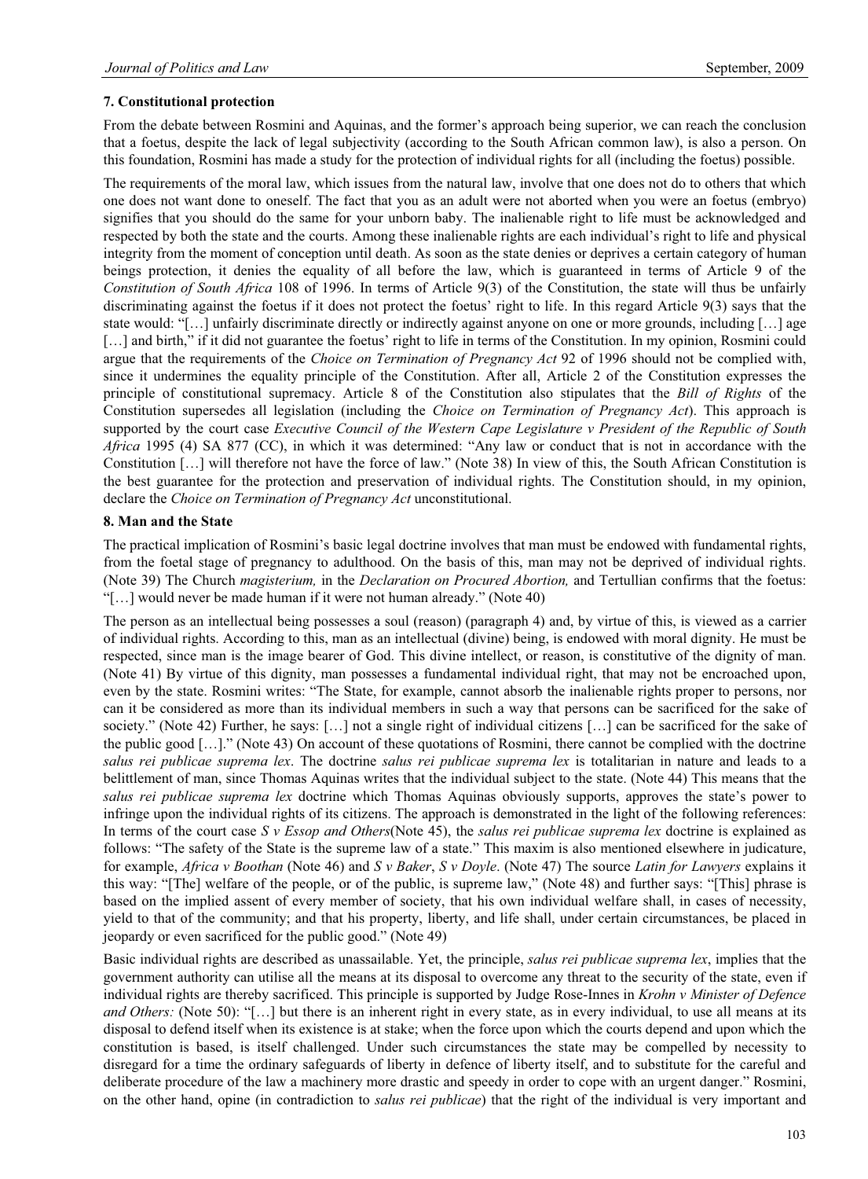### 7. Constitutional protection

From the debate between Rosmini and Aquinas, and the former's approach being superior, we can reach the conclusion that a foetus, despite the lack of legal subjectivity (according to the South African common law), is also a person. On this foundation, Rosmini has made a study for the protection of individual rights for all (including the foetus) possible.

The requirements of the moral law, which issues from the natural law, involve that one does not do to others that which one does not want done to oneself. The fact that you as an adult were not aborted when you were an foetus (embryo) signifies that you should do the same for your unborn baby. The inalienable right to life must be acknowledged and respected by both the state and the courts. Among these inalienable rights are each individual's right to life and physical integrity from the moment of conception until death. As soon as the state denies or deprives a certain category of human beings protection, it denies the equality of all before the law, which is guaranteed in terms of Article 9 of the *Constitution of South Africa* 108 of 1996. In terms of Article 9(3) of the Constitution, the state will thus be unfairly discriminating against the foetus if it does not protect the foetus' right to life. In this regard Article 9(3) says that the state would: "[…] unfairly discriminate directly or indirectly against anyone on one or more grounds, including […] age […] and birth," if it did not guarantee the foetus' right to life in terms of the Constitution. In my opinion, Rosmini could argue that the requirements of the *Choice on Termination of Pregnancy Act* 92 of 1996 should not be complied with, since it undermines the equality principle of the Constitution. After all, Article 2 of the Constitution expresses the principle of constitutional supremacy. Article 8 of the Constitution also stipulates that the *Bill of Rights* of the Constitution supersedes all legislation (including the *Choice on Termination of Pregnancy Act*). This approach is supported by the court case *Executive Council of the Western Cape Legislature v President of the Republic of South Africa* 1995 (4) SA 877 (CC), in which it was determined: "Any law or conduct that is not in accordance with the Constitution […] will therefore not have the force of law." (Note 38) In view of this, the South African Constitution is the best guarantee for the protection and preservation of individual rights. The Constitution should, in my opinion, declare the *Choice on Termination of Pregnancy Act* unconstitutional.

### 8. Man and the State

The practical implication of Rosmini's basic legal doctrine involves that man must be endowed with fundamental rights, from the foetal stage of pregnancy to adulthood. On the basis of this, man may not be deprived of individual rights. (Note 39) The Church *magisterium,* in the *Declaration on Procured Abortion,* and Tertullian confirms that the foetus: "[…] would never be made human if it were not human already." (Note 40)

The person as an intellectual being possesses a soul (reason) (paragraph 4) and, by virtue of this, is viewed as a carrier of individual rights. According to this, man as an intellectual (divine) being, is endowed with moral dignity. He must be respected, since man is the image bearer of God. This divine intellect, or reason, is constitutive of the dignity of man. (Note 41) By virtue of this dignity, man possesses a fundamental individual right, that may not be encroached upon, even by the state. Rosmini writes: "The State, for example, cannot absorb the inalienable rights proper to persons, nor can it be considered as more than its individual members in such a way that persons can be sacrificed for the sake of society." (Note 42) Further, he says: […] not a single right of individual citizens […] can be sacrificed for the sake of the public good […]." (Note 43) On account of these quotations of Rosmini, there cannot be complied with the doctrine *salus rei publicae suprema lex*. The doctrine *salus rei publicae suprema lex* is totalitarian in nature and leads to a belittlement of man, since Thomas Aquinas writes that the individual subject to the state. (Note 44) This means that the *salus rei publicae suprema lex* doctrine which Thomas Aquinas obviously supports, approves the state's power to infringe upon the individual rights of its citizens. The approach is demonstrated in the light of the following references: In terms of the court case *S v Essop and Others*(Note 45), the *salus rei publicae suprema lex* doctrine is explained as follows: "The safety of the State is the supreme law of a state." This maxim is also mentioned elsewhere in judicature, for example, *Africa v Boothan* (Note 46) and *S v Baker*, *S v Doyle*. (Note 47) The source *Latin for Lawyers* explains it this way: "[The] welfare of the people, or of the public, is supreme law," (Note 48) and further says: "[This] phrase is based on the implied assent of every member of society, that his own individual welfare shall, in cases of necessity, yield to that of the community; and that his property, liberty, and life shall, under certain circumstances, be placed in jeopardy or even sacrificed for the public good." (Note 49)

Basic individual rights are described as unassailable. Yet, the principle, *salus rei publicae suprema lex*, implies that the government authority can utilise all the means at its disposal to overcome any threat to the security of the state, even if individual rights are thereby sacrificed. This principle is supported by Judge Rose-Innes in *Krohn v Minister of Defence and Others:* (Note 50): "[…] but there is an inherent right in every state, as in every individual, to use all means at its disposal to defend itself when its existence is at stake; when the force upon which the courts depend and upon which the constitution is based, is itself challenged. Under such circumstances the state may be compelled by necessity to disregard for a time the ordinary safeguards of liberty in defence of liberty itself, and to substitute for the careful and deliberate procedure of the law a machinery more drastic and speedy in order to cope with an urgent danger." Rosmini, on the other hand, opine (in contradiction to *salus rei publicae*) that the right of the individual is very important and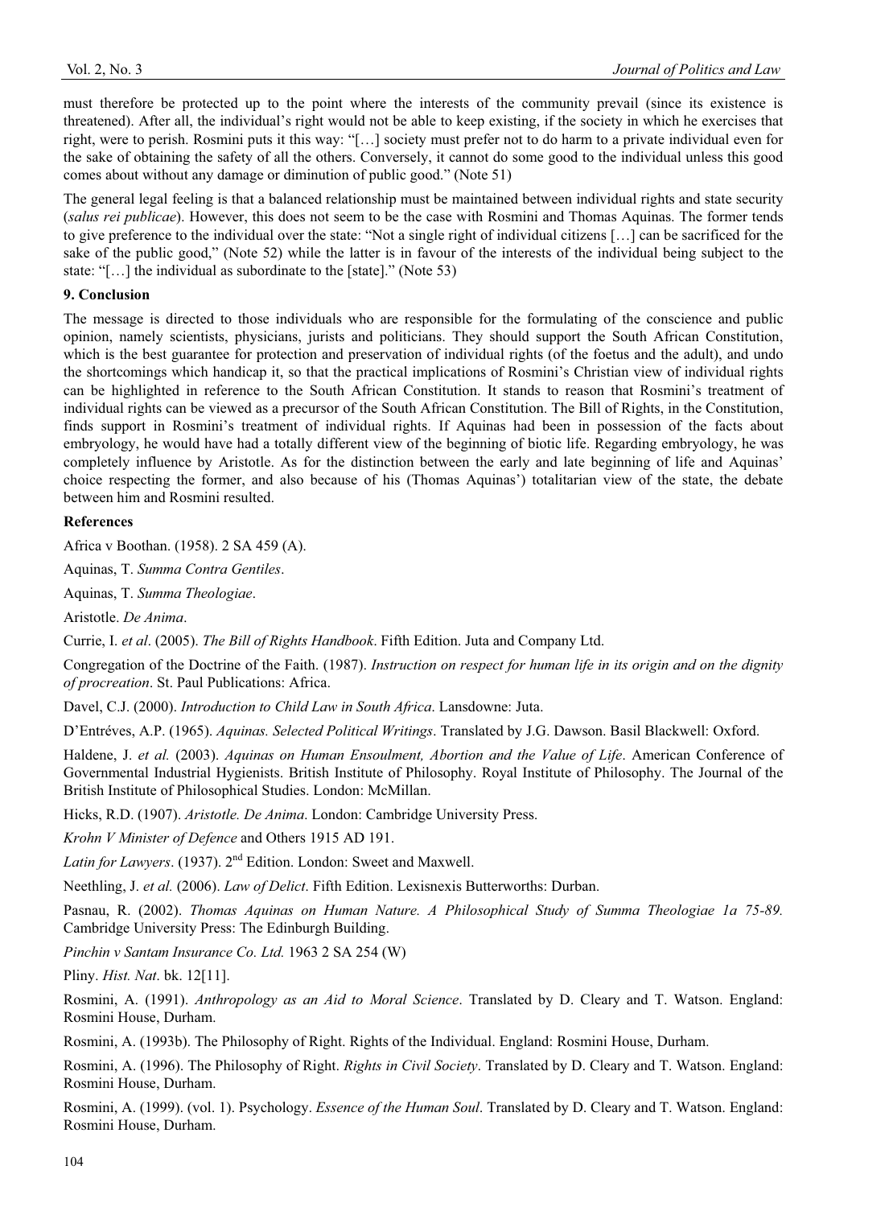must therefore be protected up to the point where the interests of the community prevail (since its existence is threatened). After all, the individual's right would not be able to keep existing, if the society in which he exercises that right, were to perish. Rosmini puts it this way: "[…] society must prefer not to do harm to a private individual even for the sake of obtaining the safety of all the others. Conversely, it cannot do some good to the individual unless this good comes about without any damage or diminution of public good." (Note 51)

The general legal feeling is that a balanced relationship must be maintained between individual rights and state security (*salus rei publicae*). However, this does not seem to be the case with Rosmini and Thomas Aquinas. The former tends to give preference to the individual over the state: "Not a single right of individual citizens […] can be sacrificed for the sake of the public good," (Note 52) while the latter is in favour of the interests of the individual being subject to the state: "[…] the individual as subordinate to the [state]." (Note 53)

## 9. Conclusion

The message is directed to those individuals who are responsible for the formulating of the conscience and public opinion, namely scientists, physicians, jurists and politicians. They should support the South African Constitution, which is the best guarantee for protection and preservation of individual rights (of the foetus and the adult), and undo the shortcomings which handicap it, so that the practical implications of Rosmini's Christian view of individual rights can be highlighted in reference to the South African Constitution. It stands to reason that Rosmini's treatment of individual rights can be viewed as a precursor of the South African Constitution. The Bill of Rights, in the Constitution, finds support in Rosmini's treatment of individual rights. If Aquinas had been in possession of the facts about embryology, he would have had a totally different view of the beginning of biotic life. Regarding embryology, he was completely influence by Aristotle. As for the distinction between the early and late beginning of life and Aquinas' choice respecting the former, and also because of his (Thomas Aquinas') totalitarian view of the state, the debate between him and Rosmini resulted.

## References

Africa v Boothan. (1958). 2 SA 459 (A).

Aquinas, T. *Summa Contra Gentiles*.

Aquinas, T. *Summa Theologiae*.

Aristotle. *De Anima*.

Currie, I. *et al*. (2005). *The Bill of Rights Handbook*. Fifth Edition. Juta and Company Ltd.

Congregation of the Doctrine of the Faith. (1987). *Instruction on respect for human life in its origin and on the dignity of procreation*. St. Paul Publications: Africa.

Davel, C.J. (2000). *Introduction to Child Law in South Africa*. Lansdowne: Juta.

D'Entréves, A.P. (1965). *Aquinas. Selected Political Writings*. Translated by J.G. Dawson. Basil Blackwell: Oxford.

Haldene, J. *et al.* (2003). *Aquinas on Human Ensoulment, Abortion and the Value of Life*. American Conference of Governmental Industrial Hygienists. British Institute of Philosophy. Royal Institute of Philosophy. The Journal of the British Institute of Philosophical Studies. London: McMillan.

Hicks, R.D. (1907). *Aristotle. De Anima*. London: Cambridge University Press.

*Krohn V Minister of Defence* and Others 1915 AD 191.

*Latin for Lawyers*. (1937). 2nd Edition. London: Sweet and Maxwell.

Neethling, J. *et al.* (2006). *Law of Delict*. Fifth Edition. Lexisnexis Butterworths: Durban.

Pasnau, R. (2002). *Thomas Aquinas on Human Nature. A Philosophical Study of Summa Theologiae 1a 75-89.* Cambridge University Press: The Edinburgh Building.

*Pinchin v Santam Insurance Co. Ltd.* 1963 2 SA 254 (W)

Pliny. *Hist. Nat*. bk. 12[11].

Rosmini, A. (1991). *Anthropology as an Aid to Moral Science*. Translated by D. Cleary and T. Watson. England: Rosmini House, Durham.

Rosmini, A. (1993b). The Philosophy of Right. Rights of the Individual. England: Rosmini House, Durham.

Rosmini, A. (1996). The Philosophy of Right. *Rights in Civil Society*. Translated by D. Cleary and T. Watson. England: Rosmini House, Durham.

Rosmini, A. (1999). (vol. 1). Psychology. *Essence of the Human Soul*. Translated by D. Cleary and T. Watson. England: Rosmini House, Durham.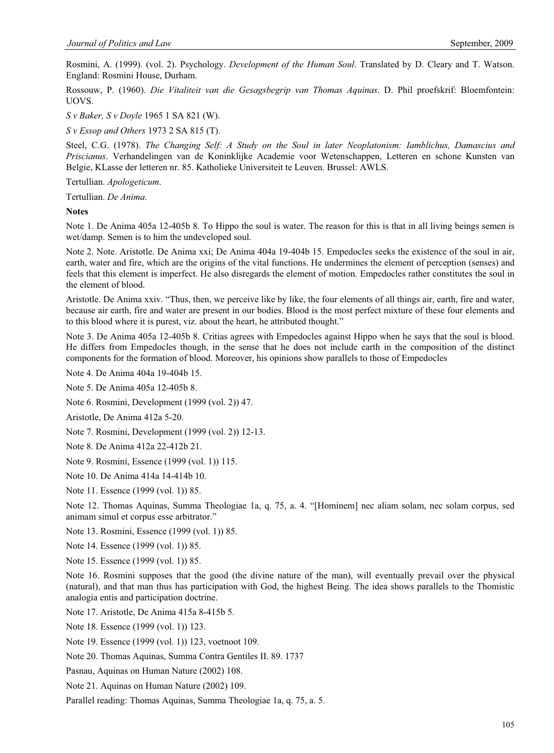Rosmini, A. (1999). (vol. 2). Psychology. *Development of the Human Soul*. Translated by D. Cleary and T. Watson. England: Rosmini House, Durham.

Rossouw, P. (1960). *Die Vitaliteit van die Gesagsbegrip van Thomas Aquinas*. D. Phil proefskrif: Bloemfontein: UOVS.

*S v Baker, S v Doyle* 1965 1 SA 821 (W).

*S v Essop and Others* 1973 2 SA 815 (T).

Steel, C.G. (1978). *The Changing Self: A Study on the Soul in later Neoplatonism: Iamblichus, Damascius and Priscianus*. Verhandelingen van de Koninklijke Academie voor Wetenschappen, Letteren en schone Kunsten van Belgie, KLasse der letteren nr. 85. Katholieke Universiteit te Leuven. Brussel: AWLS.

Tertullian. *Apologeticum*.

Tertullian. *De Anima*.

**Notes**

Note 1. De Anima 405a 12-405b 8. To Hippo the soul is water. The reason for this is that in all living beings semen is wet/damp. Semen is to him the undeveloped soul.

Note 2. Note. Aristotle. De Anima xxi; De Anima 404a 19-404b 15. Empedocles seeks the existence of the soul in air, earth, water and fire, which are the origins of the vital functions. He undermines the element of perception (senses) and feels that this element is imperfect. He also disregards the element of motion. Empedocles rather constitutes the soul in the element of blood.

Aristotle. De Anima xxiv. "Thus, then, we perceive like by like, the four elements of all things air, earth, fire and water, because air earth, fire and water are present in our bodies. Blood is the most perfect mixture of these four elements and to this blood where it is purest, viz. about the heart, he attributed thought."

Note 3. De Anima 405a 12-405b 8. Critias agrees with Empedocles against Hippo when he says that the soul is blood. He differs from Empedocles though, in the sense that he does not include earth in the composition of the distinct components for the formation of blood. Moreover, his opinions show parallels to those of Empedocles

Note 4. De Anima 404a 19-404b 15.

Note 5. De Anima 405a 12-405b 8.

Note 6. Rosmini, Development (1999 (vol. 2)) 47.

Aristotle, De Anima 412a 5-20.

Note 7. Rosmini, Development (1999 (vol. 2)) 12-13.

Note 8. De Anima 412a 22-412b 21.

Note 9. Rosmini, Essence (1999 (vol. 1)) 115.

Note 10. De Anima 414a 14-414b 10.

Note 11. Essence (1999 (vol. 1)) 85.

Note 12. Thomas Aquinas, Summa Theologiae 1a, q. 75, a. 4. "[Hominem] nec aliam solam, nec solam corpus, sed animam simul et corpus esse arbitrator."

Note 13. Rosmini, Essence (1999 (vol. 1)) 85.

Note 14. Essence (1999 (vol. 1)) 85.

Note 15. Essence (1999 (vol. 1)) 85.

Note 16. Rosmini supposes that the good (the divine nature of the man), will eventually prevail over the physical (natural), and that man thus has participation with God, the highest Being. The idea shows parallels to the Thomistic analogia entis and participation doctrine.

Note 17. Aristotle, De Anima 415a 8-415b 5.

Note 18. Essence (1999 (vol. 1)) 123.

Note 19. Essence (1999 (vol. 1)) 123, voetnoot 109.

Note 20. Thomas Aquinas, Summa Contra Gentiles II. 89. 1737

Pasnau, Aquinas on Human Nature (2002) 108.

Note 21. Aquinas on Human Nature (2002) 109.

Parallel reading: Thomas Aquinas, Summa Theologiae 1a, q. 75, a. 5.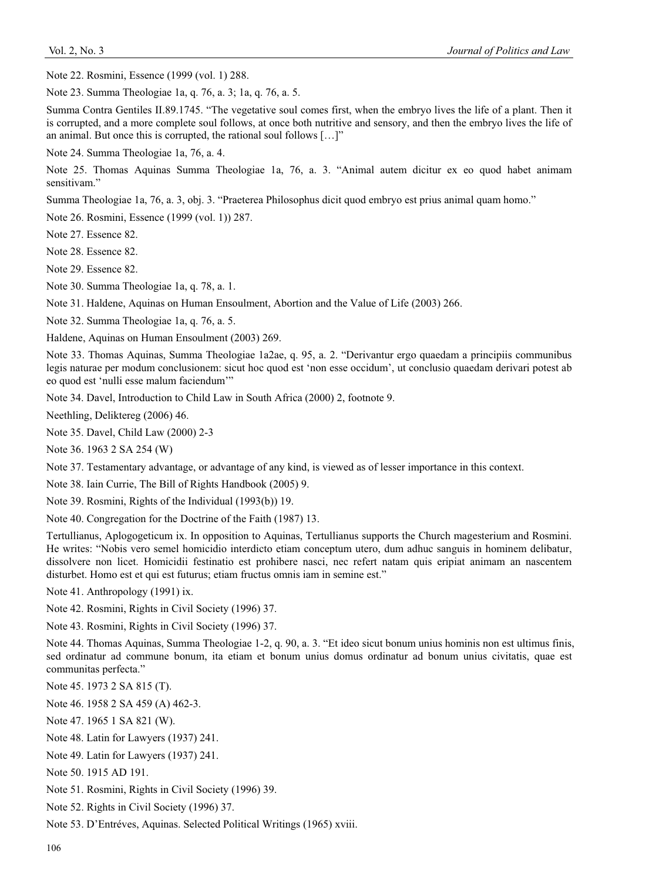Note 22. Rosmini, Essence (1999 (vol. 1) 288.

Note 23. Summa Theologiae 1a, q. 76, a. 3; 1a, q. 76, a. 5.

Summa Contra Gentiles II.89.1745. "The vegetative soul comes first, when the embryo lives the life of a plant. Then it is corrupted, and a more complete soul follows, at once both nutritive and sensory, and then the embryo lives the life of an animal. But once this is corrupted, the rational soul follows […]"

Note 24. Summa Theologiae 1a, 76, a. 4.

Note 25. Thomas Aquinas Summa Theologiae 1a, 76, a. 3. "Animal autem dicitur ex eo quod habet animam sensitivam."

Summa Theologiae 1a, 76, a. 3, obj. 3. "Praeterea Philosophus dicit quod embryo est prius animal quam homo."

Note 26. Rosmini, Essence (1999 (vol. 1)) 287.

Note 27. Essence 82.

Note 28. Essence 82.

Note 29. Essence 82.

Note 30. Summa Theologiae 1a, q. 78, a. 1.

Note 31. Haldene, Aquinas on Human Ensoulment, Abortion and the Value of Life (2003) 266.

Note 32. Summa Theologiae 1a, q. 76, a. 5.

Haldene, Aquinas on Human Ensoulment (2003) 269.

Note 33. Thomas Aquinas, Summa Theologiae 1a2ae, q. 95, a. 2. "Derivantur ergo quaedam a principiis communibus legis naturae per modum conclusionem: sicut hoc quod est 'non esse occidum', ut conclusio quaedam derivari potest ab eo quod est 'nulli esse malum faciendum'"

Note 34. Davel, Introduction to Child Law in South Africa (2000) 2, footnote 9.

Neethling, Deliktereg (2006) 46.

Note 35. Davel, Child Law (2000) 2-3

Note 36. 1963 2 SA 254 (W)

Note 37. Testamentary advantage, or advantage of any kind, is viewed as of lesser importance in this context.

Note 38. Iain Currie, The Bill of Rights Handbook (2005) 9.

Note 39. Rosmini, Rights of the Individual (1993(b)) 19.

Note 40. Congregation for the Doctrine of the Faith (1987) 13.

Tertullianus, Aplogogeticum ix. In opposition to Aquinas, Tertullianus supports the Church magesterium and Rosmini. He writes: "Nobis vero semel homicidio interdicto etiam conceptum utero, dum adhuc sanguis in hominem delibatur, dissolvere non licet. Homicidii festinatio est prohibere nasci, nec refert natam quis eripiat animam an nascentem disturbet. Homo est et qui est futurus; etiam fructus omnis iam in semine est."

Note 41. Anthropology (1991) ix.

Note 42. Rosmini, Rights in Civil Society (1996) 37.

Note 43. Rosmini, Rights in Civil Society (1996) 37.

Note 44. Thomas Aquinas, Summa Theologiae 1-2, q. 90, a. 3. "Et ideo sicut bonum unius hominis non est ultimus finis, sed ordinatur ad commune bonum, ita etiam et bonum unius domus ordinatur ad bonum unius civitatis, quae est communitas perfecta."

Note 45. 1973 2 SA 815 (T).

Note 46. 1958 2 SA 459 (A) 462-3.

Note 47. 1965 1 SA 821 (W).

Note 48. Latin for Lawyers (1937) 241.

Note 49. Latin for Lawyers (1937) 241.

Note 50. 1915 AD 191.

Note 51. Rosmini, Rights in Civil Society (1996) 39.

Note 52. Rights in Civil Society (1996) 37.

Note 53. D'Entréves, Aquinas. Selected Political Writings (1965) xviii.